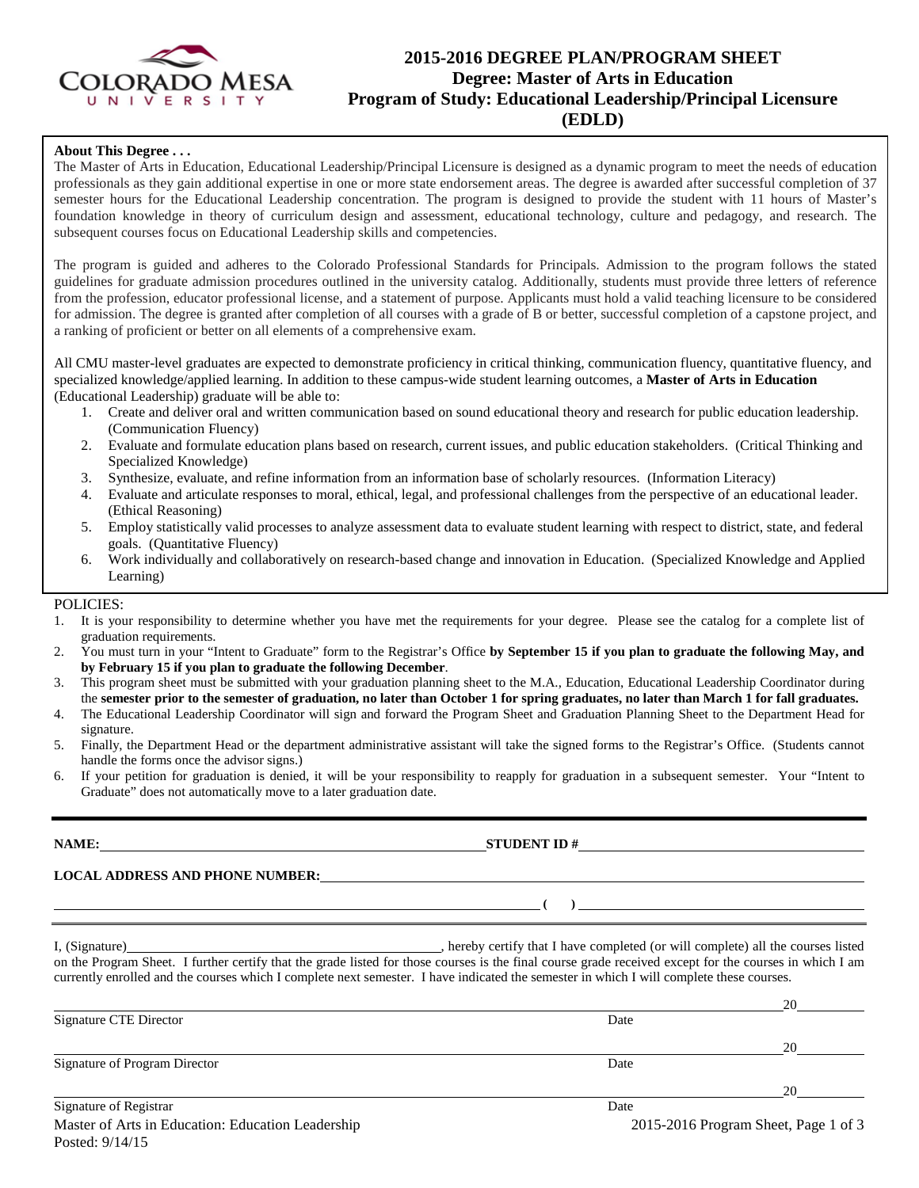# 2015-2016 DEGREE PLAN/PROGRAM SHEET
## Degree: Master of Arts in Education
## Program of Study: Educational Leadership/Principal Licensure (EDLD)

**About This Degree . . .**

The Master of Arts in Education, Educational Leadership/Principal Licensure is designed as a dynamic program to meet the needs of education professionals as they gain additional expertise in one or more state endorsement areas. The degree is awarded after successful completion of 37 semester hours for the Educational Leadership concentration. The program is designed to provide the student with 11 hours of Master's foundation knowledge in theory of curriculum design and assessment, educational technology, culture and pedagogy, and research. The subsequent courses focus on Educational Leadership skills and competencies.

The program is guided and adheres to the Colorado Professional Standards for Principals. Admission to the program follows the stated guidelines for graduate admission procedures outlined in the university catalog. Additionally, students must provide three letters of reference from the profession, educator professional license, and a statement of purpose. Applicants must hold a valid teaching licensure to be considered for admission. The degree is granted after completion of all courses with a grade of B or better, successful completion of a capstone project, and a ranking of proficient or better on all elements of a comprehensive exam.

All CMU master-level graduates are expected to demonstrate proficiency in critical thinking, communication fluency, quantitative fluency, and specialized knowledge/applied learning. In addition to these campus-wide student learning outcomes, a **Master of Arts in Education** (Educational Leadership) graduate will be able to:

1. Create and deliver oral and written communication based on sound educational theory and research for public education leadership. (Communication Fluency)
2. Evaluate and formulate education plans based on research, current issues, and public education stakeholders. (Critical Thinking and Specialized Knowledge)
3. Synthesize, evaluate, and refine information from an information base of scholarly resources. (Information Literacy)
4. Evaluate and articulate responses to moral, ethical, legal, and professional challenges from the perspective of an educational leader. (Ethical Reasoning)
5. Employ statistically valid processes to analyze assessment data to evaluate student learning with respect to district, state, and federal goals. (Quantitative Fluency)
6. Work individually and collaboratively on research-based change and innovation in Education. (Specialized Knowledge and Applied Learning)

POLICIES:

1. It is your responsibility to determine whether you have met the requirements for your degree. Please see the catalog for a complete list of graduation requirements.
2. You must turn in your "Intent to Graduate" form to the Registrar's Office **by September 15 if you plan to graduate the following May, and by February 15 if you plan to graduate the following December**.
3. This program sheet must be submitted with your graduation planning sheet to the M.A., Education, Educational Leadership Coordinator during the **semester prior to the semester of graduation, no later than October 1 for spring graduates, no later than March 1 for fall graduates.**
4. The Educational Leadership Coordinator will sign and forward the Program Sheet and Graduation Planning Sheet to the Department Head for signature.
5. Finally, the Department Head or the department administrative assistant will take the signed forms to the Registrar's Office. (Students cannot handle the forms once the advisor signs.)
6. If your petition for graduation is denied, it will be your responsibility to reapply for graduation in a subsequent semester. Your "Intent to Graduate" does not automatically move to a later graduation date.

---

**NAME:** ______________________________ **STUDENT ID #** ______________________________

**LOCAL ADDRESS AND PHONE NUMBER:** ______________________________

______________________________ **( )** ______________________________

I, (Signature) ______________________________, hereby certify that I have completed (or will complete) all the courses listed on the Program Sheet. I further certify that the grade listed for those courses is the final course grade received except for the courses in which I am currently enrolled and the courses which I complete next semester. I have indicated the semester in which I will complete these courses.

______________________________ 20______
Signature CTE Director Date

______________________________ 20______
Signature of Program Director Date

______________________________ 20______
Signature of Registrar Date

Master of Arts in Education: Education Leadership
Posted: 9/14/15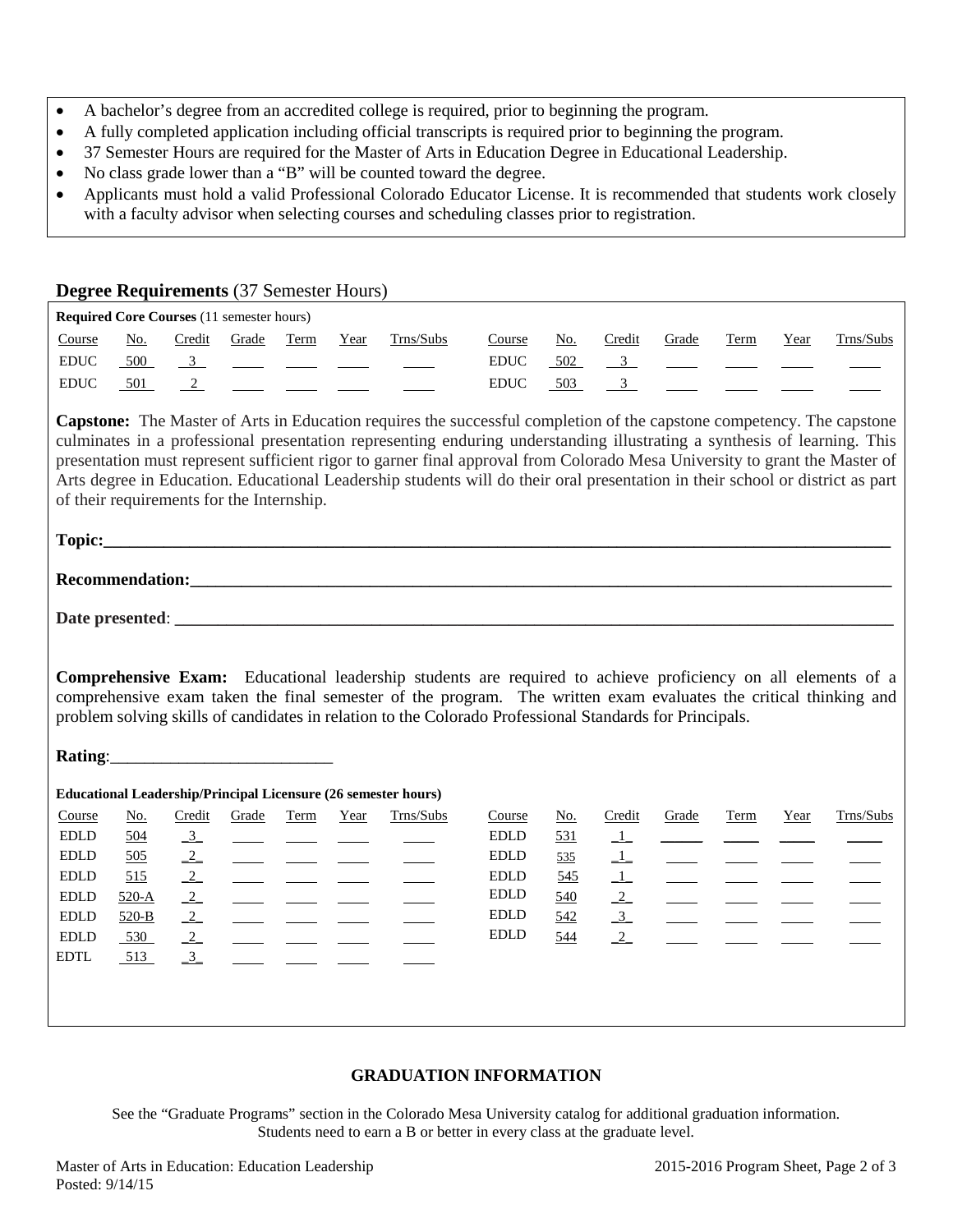- A bachelor's degree from an accredited college is required, prior to beginning the program.
- A fully completed application including official transcripts is required prior to beginning the program.
- 37 Semester Hours are required for the Master of Arts in Education Degree in Educational Leadership.
- No class grade lower than a "B" will be counted toward the degree.
- Applicants must hold a valid Professional Colorado Educator License. It is recommended that students work closely with a faculty advisor when selecting courses and scheduling classes prior to registration.

## Degree Requirements (37 Semester Hours)

**Required Core Courses** (11 semester hours)

| Course | No. | Credit | Grade | Term | Year | Trns/Subs | Course | No. | Credit | Grade | Term | Year | Trns/Subs |
|---|---|---|---|---|---|---|---|---|---|---|---|---|---|
| EDUC | 500 | 3 | | | | | EDUC | 502 | 3 | | | | |
| EDUC | 501 | 2 | | | | | EDUC | 503 | 3 | | | | |

**Capstone:** The Master of Arts in Education requires the successful completion of the capstone competency. The capstone culminates in a professional presentation representing enduring understanding illustrating a synthesis of learning. This presentation must represent sufficient rigor to garner final approval from Colorado Mesa University to grant the Master of Arts degree in Education. Educational Leadership students will do their oral presentation in their school or district as part of their requirements for the Internship.

**Topic:**___________________________________________

**Recommendation:**___________________________________________

**Date presented**: ___________________________________________

**Comprehensive Exam:** Educational leadership students are required to achieve proficiency on all elements of a comprehensive exam taken the final semester of the program. The written exam evaluates the critical thinking and problem solving skills of candidates in relation to the Colorado Professional Standards for Principals.

**Rating**:___________________________

**Educational Leadership/Principal Licensure (26 semester hours)**

| Course | No. | Credit | Grade | Term | Year | Trns/Subs | Course | No. | Credit | Grade | Term | Year | Trns/Subs |
|---|---|---|---|---|---|---|---|---|---|---|---|---|---|
| EDLD | 504 | 3 | | | | | EDLD | 531 | 1 | | | | |
| EDLD | 505 | 2 | | | | | EDLD | 535 | 1 | | | | |
| EDLD | 515 | 2 | | | | | EDLD | 545 | 1 | | | | |
| EDLD | 520-A | 2 | | | | | EDLD | 540 | 2 | | | | |
| EDLD | 520-B | 2 | | | | | EDLD | 542 | 3 | | | | |
| EDLD | 530 | 2 | | | | | EDLD | 544 | 2 | | | | |
| EDTL | 513 | 3 | | | | | | | | | | | |

### GRADUATION INFORMATION

See the "Graduate Programs" section in the Colorado Mesa University catalog for additional graduation information. Students need to earn a B or better in every class at the graduate level.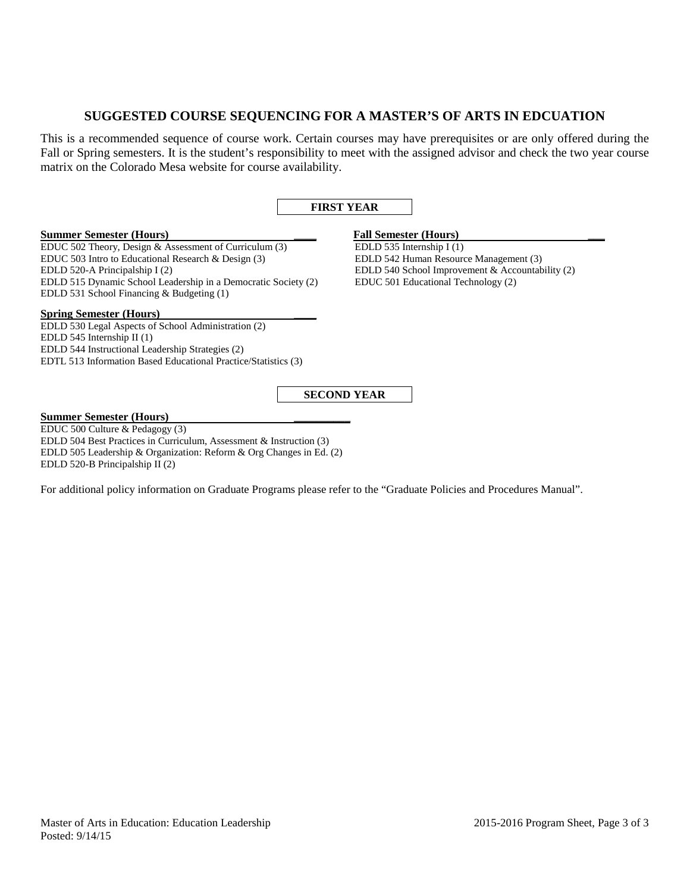## SUGGESTED COURSE SEQUENCING FOR A MASTER'S OF ARTS IN EDCUATION

This is a recommended sequence of course work. Certain courses may have prerequisites or are only offered during the Fall or Spring semesters. It is the student's responsibility to meet with the assigned advisor and check the two year course matrix on the Colorado Mesa website for course availability.

### FIRST YEAR

**Summer Semester (Hours)**

EDUC 502 Theory, Design & Assessment of Curriculum (3)
EDUC 503 Intro to Educational Research & Design (3)
EDLD 520-A Principalship I (2)
EDLD 515 Dynamic School Leadership in a Democratic Society (2)
EDLD 531 School Financing & Budgeting (1)

**Fall Semester (Hours)**

EDLD 535 Internship I (1)
EDLD 542 Human Resource Management (3)
EDLD 540 School Improvement & Accountability (2)
EDUC 501 Educational Technology (2)

**Spring Semester (Hours)**

EDLD 530 Legal Aspects of School Administration (2)
EDLD 545 Internship II (1)
EDLD 544 Instructional Leadership Strategies (2)
EDTL 513 Information Based Educational Practice/Statistics (3)

### SECOND YEAR

**Summer Semester (Hours)**

EDUC 500 Culture & Pedagogy (3)
EDLD 504 Best Practices in Curriculum, Assessment & Instruction (3)
EDLD 505 Leadership & Organization: Reform & Org Changes in Ed. (2)
EDLD 520-B Principalship II (2)

For additional policy information on Graduate Programs please refer to the "Graduate Policies and Procedures Manual".